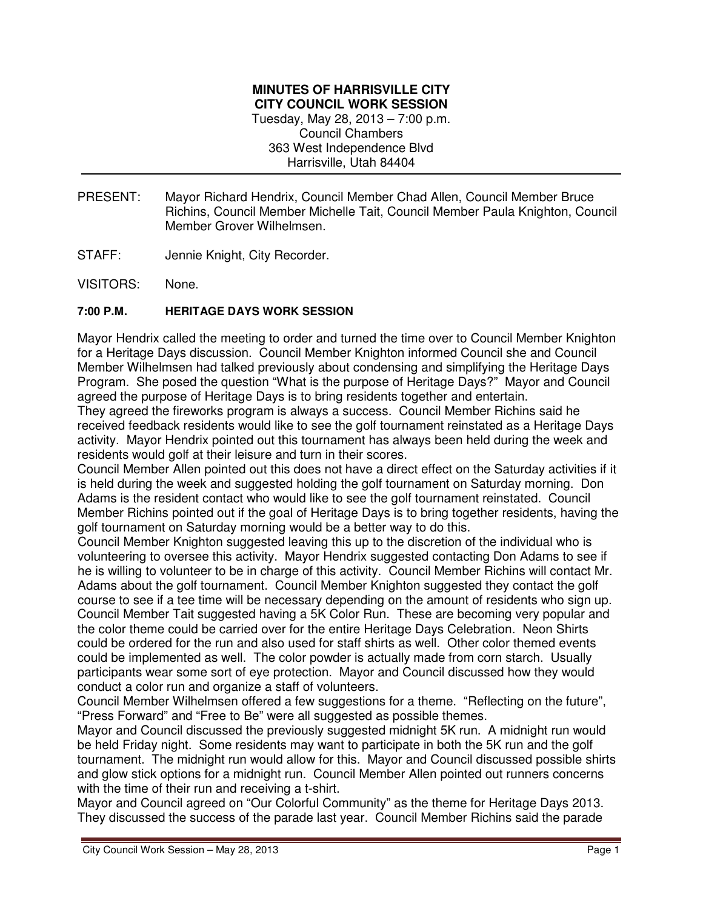**MINUTES OF HARRISVILLE CITY**
**CITY COUNCIL WORK SESSION**
Tuesday, May 28, 2013 – 7:00 p.m.
Council Chambers
363 West Independence Blvd
Harrisville, Utah 84404

PRESENT: Mayor Richard Hendrix, Council Member Chad Allen, Council Member Bruce Richins, Council Member Michelle Tait, Council Member Paula Knighton, Council Member Grover Wilhelmsen.

STAFF: Jennie Knight, City Recorder.

VISITORS: None.

**7:00 P.M. HERITAGE DAYS WORK SESSION**

Mayor Hendrix called the meeting to order and turned the time over to Council Member Knighton for a Heritage Days discussion. Council Member Knighton informed Council she and Council Member Wilhelmsen had talked previously about condensing and simplifying the Heritage Days Program. She posed the question "What is the purpose of Heritage Days?" Mayor and Council agreed the purpose of Heritage Days is to bring residents together and entertain.

They agreed the fireworks program is always a success. Council Member Richins said he received feedback residents would like to see the golf tournament reinstated as a Heritage Days activity. Mayor Hendrix pointed out this tournament has always been held during the week and residents would golf at their leisure and turn in their scores.

Council Member Allen pointed out this does not have a direct effect on the Saturday activities if it is held during the week and suggested holding the golf tournament on Saturday morning. Don Adams is the resident contact who would like to see the golf tournament reinstated. Council Member Richins pointed out if the goal of Heritage Days is to bring together residents, having the golf tournament on Saturday morning would be a better way to do this.

Council Member Knighton suggested leaving this up to the discretion of the individual who is volunteering to oversee this activity. Mayor Hendrix suggested contacting Don Adams to see if he is willing to volunteer to be in charge of this activity. Council Member Richins will contact Mr. Adams about the golf tournament. Council Member Knighton suggested they contact the golf course to see if a tee time will be necessary depending on the amount of residents who sign up.

Council Member Tait suggested having a 5K Color Run. These are becoming very popular and the color theme could be carried over for the entire Heritage Days Celebration. Neon Shirts could be ordered for the run and also used for staff shirts as well. Other color themed events could be implemented as well. The color powder is actually made from corn starch. Usually participants wear some sort of eye protection. Mayor and Council discussed how they would conduct a color run and organize a staff of volunteers.

Council Member Wilhelmsen offered a few suggestions for a theme. "Reflecting on the future", "Press Forward" and "Free to Be" were all suggested as possible themes.

Mayor and Council discussed the previously suggested midnight 5K run. A midnight run would be held Friday night. Some residents may want to participate in both the 5K run and the golf tournament. The midnight run would allow for this. Mayor and Council discussed possible shirts and glow stick options for a midnight run. Council Member Allen pointed out runners concerns with the time of their run and receiving a t-shirt.

Mayor and Council agreed on "Our Colorful Community" as the theme for Heritage Days 2013. They discussed the success of the parade last year. Council Member Richins said the parade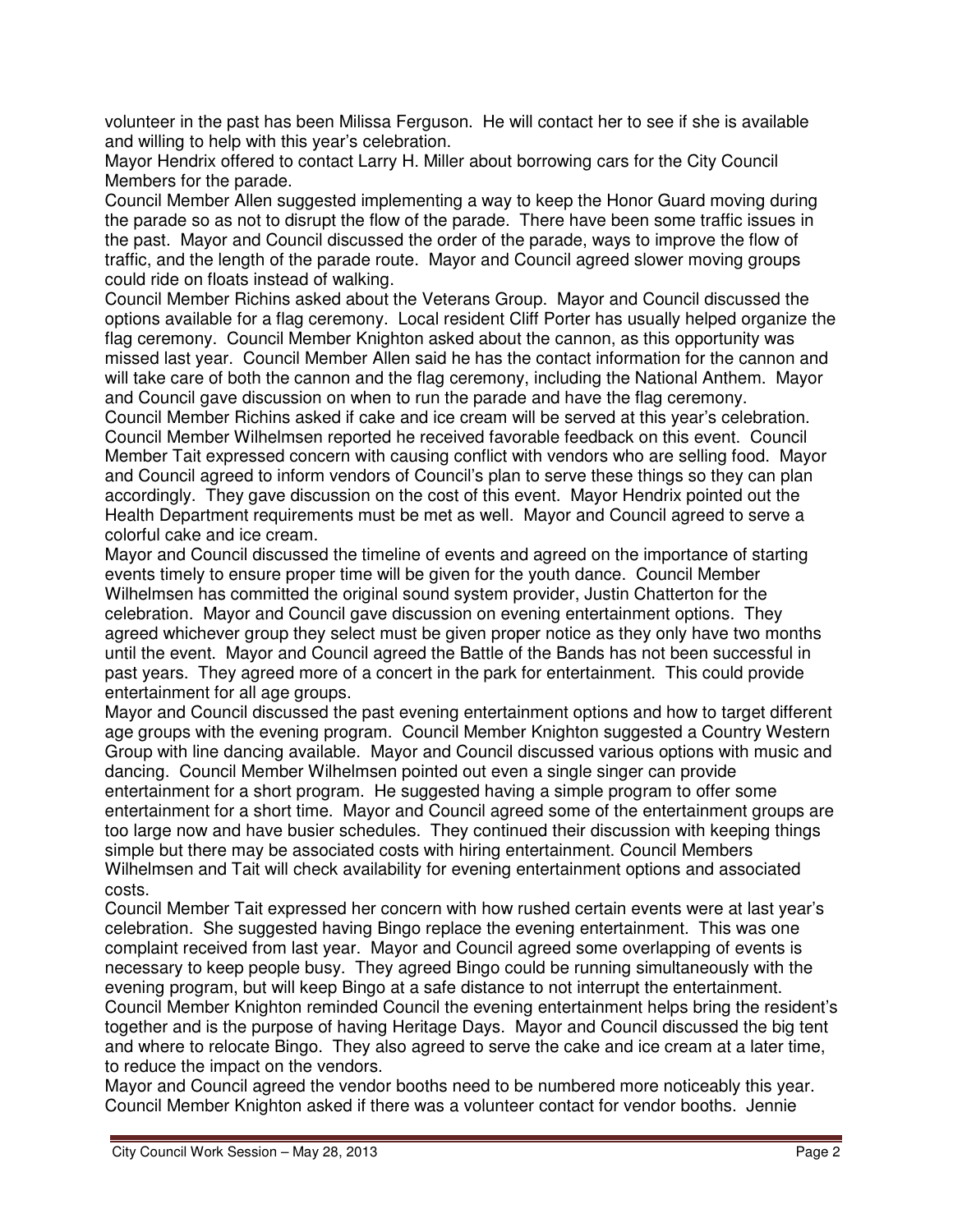volunteer in the past has been Milissa Ferguson. He will contact her to see if she is available and willing to help with this year's celebration.

Mayor Hendrix offered to contact Larry H. Miller about borrowing cars for the City Council Members for the parade.

Council Member Allen suggested implementing a way to keep the Honor Guard moving during the parade so as not to disrupt the flow of the parade. There have been some traffic issues in the past. Mayor and Council discussed the order of the parade, ways to improve the flow of traffic, and the length of the parade route. Mayor and Council agreed slower moving groups could ride on floats instead of walking.

Council Member Richins asked about the Veterans Group. Mayor and Council discussed the options available for a flag ceremony. Local resident Cliff Porter has usually helped organize the flag ceremony. Council Member Knighton asked about the cannon, as this opportunity was missed last year. Council Member Allen said he has the contact information for the cannon and will take care of both the cannon and the flag ceremony, including the National Anthem. Mayor and Council gave discussion on when to run the parade and have the flag ceremony.

Council Member Richins asked if cake and ice cream will be served at this year's celebration. Council Member Wilhelmsen reported he received favorable feedback on this event. Council Member Tait expressed concern with causing conflict with vendors who are selling food. Mayor and Council agreed to inform vendors of Council's plan to serve these things so they can plan accordingly. They gave discussion on the cost of this event. Mayor Hendrix pointed out the Health Department requirements must be met as well. Mayor and Council agreed to serve a colorful cake and ice cream.

Mayor and Council discussed the timeline of events and agreed on the importance of starting events timely to ensure proper time will be given for the youth dance. Council Member Wilhelmsen has committed the original sound system provider, Justin Chatterton for the celebration. Mayor and Council gave discussion on evening entertainment options. They agreed whichever group they select must be given proper notice as they only have two months until the event. Mayor and Council agreed the Battle of the Bands has not been successful in past years. They agreed more of a concert in the park for entertainment. This could provide entertainment for all age groups.

Mayor and Council discussed the past evening entertainment options and how to target different age groups with the evening program. Council Member Knighton suggested a Country Western Group with line dancing available. Mayor and Council discussed various options with music and dancing. Council Member Wilhelmsen pointed out even a single singer can provide entertainment for a short program. He suggested having a simple program to offer some entertainment for a short time. Mayor and Council agreed some of the entertainment groups are too large now and have busier schedules. They continued their discussion with keeping things simple but there may be associated costs with hiring entertainment. Council Members Wilhelmsen and Tait will check availability for evening entertainment options and associated costs.

Council Member Tait expressed her concern with how rushed certain events were at last year's celebration. She suggested having Bingo replace the evening entertainment. This was one complaint received from last year. Mayor and Council agreed some overlapping of events is necessary to keep people busy. They agreed Bingo could be running simultaneously with the evening program, but will keep Bingo at a safe distance to not interrupt the entertainment. Council Member Knighton reminded Council the evening entertainment helps bring the resident's together and is the purpose of having Heritage Days. Mayor and Council discussed the big tent and where to relocate Bingo. They also agreed to serve the cake and ice cream at a later time, to reduce the impact on the vendors.

Mayor and Council agreed the vendor booths need to be numbered more noticeably this year. Council Member Knighton asked if there was a volunteer contact for vendor booths. Jennie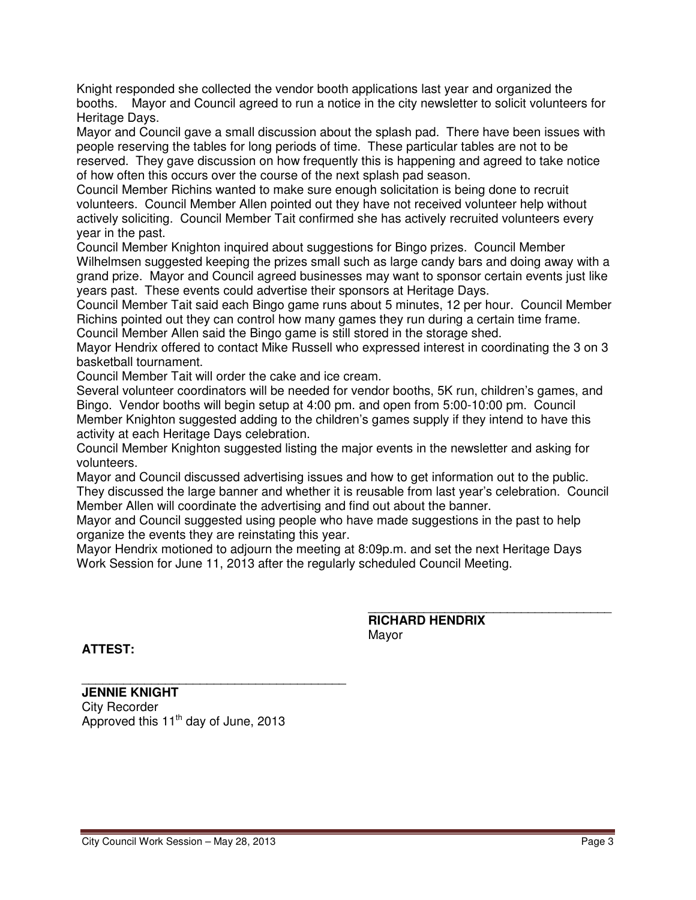Knight responded she collected the vendor booth applications last year and organized the booths. Mayor and Council agreed to run a notice in the city newsletter to solicit volunteers for Heritage Days.

Mayor and Council gave a small discussion about the splash pad. There have been issues with people reserving the tables for long periods of time. These particular tables are not to be reserved. They gave discussion on how frequently this is happening and agreed to take notice of how often this occurs over the course of the next splash pad season.

Council Member Richins wanted to make sure enough solicitation is being done to recruit volunteers. Council Member Allen pointed out they have not received volunteer help without actively soliciting. Council Member Tait confirmed she has actively recruited volunteers every year in the past.

Council Member Knighton inquired about suggestions for Bingo prizes. Council Member Wilhelmsen suggested keeping the prizes small such as large candy bars and doing away with a grand prize. Mayor and Council agreed businesses may want to sponsor certain events just like years past. These events could advertise their sponsors at Heritage Days.

Council Member Tait said each Bingo game runs about 5 minutes, 12 per hour. Council Member Richins pointed out they can control how many games they run during a certain time frame.

Council Member Allen said the Bingo game is still stored in the storage shed.

Mayor Hendrix offered to contact Mike Russell who expressed interest in coordinating the 3 on 3 basketball tournament.

Council Member Tait will order the cake and ice cream.

Several volunteer coordinators will be needed for vendor booths, 5K run, children's games, and Bingo. Vendor booths will begin setup at 4:00 pm. and open from 5:00-10:00 pm. Council Member Knighton suggested adding to the children's games supply if they intend to have this activity at each Heritage Days celebration.

Council Member Knighton suggested listing the major events in the newsletter and asking for volunteers.

Mayor and Council discussed advertising issues and how to get information out to the public. They discussed the large banner and whether it is reusable from last year's celebration. Council Member Allen will coordinate the advertising and find out about the banner.

Mayor and Council suggested using people who have made suggestions in the past to help organize the events they are reinstating this year.

Mayor Hendrix motioned to adjourn the meeting at 8:09p.m. and set the next Heritage Days Work Session for June 11, 2013 after the regularly scheduled Council Meeting.

\_\_\_\_\_\_\_\_\_\_\_\_\_\_\_\_\_\_\_\_\_\_\_\_\_\_\_\_\_\_\_\_\_\_\_\_\_
**RICHARD HENDRIX**
Mayor

**ATTEST:**

\_\_\_\_\_\_\_\_\_\_\_\_\_\_\_\_\_\_\_\_\_\_\_\_\_\_\_\_\_\_\_\_\_\_\_\_\_\_\_
**JENNIE KNIGHT**
City Recorder
Approved this 11th day of June, 2013